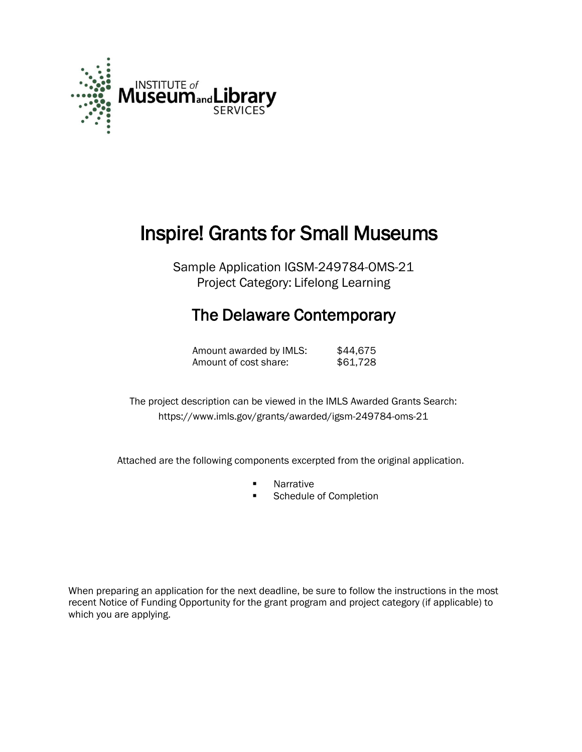INSTITUTE of Museum and Library SERVICES

# Inspire! Grants for Small Museums

Sample Application IGSM-249784-OMS-21
Project Category: Lifelong Learning

## The Delaware Contemporary

| | |
|---|---|
| Amount awarded by IMLS: | $44,675 |
| Amount of cost share: | $61,728 |

The project description can be viewed in the IMLS Awarded Grants Search: https://www.imls.gov/grants/awarded/igsm-249784-oms-21

Attached are the following components excerpted from the original application.

- Narrative
- Schedule of Completion

When preparing an application for the next deadline, be sure to follow the instructions in the most recent Notice of Funding Opportunity for the grant program and project category (if applicable) to which you are applying.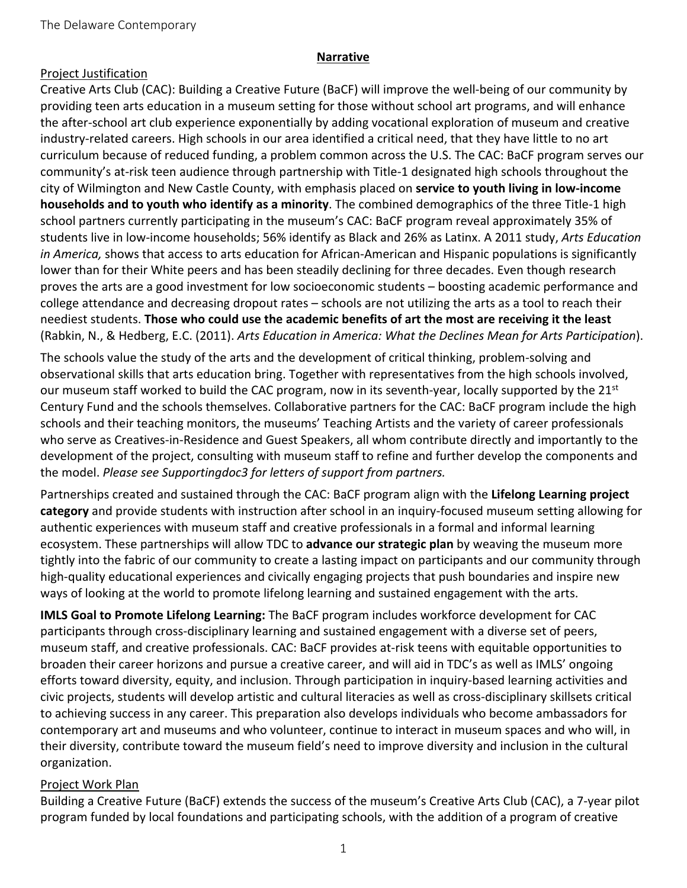## Narrative

### Project Justification

Creative Arts Club (CAC): Building a Creative Future (BaCF) will improve the well-being of our community by providing teen arts education in a museum setting for those without school art programs, and will enhance the after-school art club experience exponentially by adding vocational exploration of museum and creative industry-related careers. High schools in our area identified a critical need, that they have little to no art curriculum because of reduced funding, a problem common across the U.S. The CAC: BaCF program serves our community's at-risk teen audience through partnership with Title-1 designated high schools throughout the city of Wilmington and New Castle County, with emphasis placed on **service to youth living in low-income households and to youth who identify as a minority**. The combined demographics of the three Title-1 high school partners currently participating in the museum's CAC: BaCF program reveal approximately 35% of students live in low-income households; 56% identify as Black and 26% as Latinx. A 2011 study, *Arts Education in America,* shows that access to arts education for African-American and Hispanic populations is significantly lower than for their White peers and has been steadily declining for three decades. Even though research proves the arts are a good investment for low socioeconomic students – boosting academic performance and college attendance and decreasing dropout rates – schools are not utilizing the arts as a tool to reach their neediest students. **Those who could use the academic benefits of art the most are receiving it the least** (Rabkin, N., & Hedberg, E.C. (2011). *Arts Education in America: What the Declines Mean for Arts Participation*).

The schools value the study of the arts and the development of critical thinking, problem-solving and observational skills that arts education bring. Together with representatives from the high schools involved, our museum staff worked to build the CAC program, now in its seventh-year, locally supported by the 21st Century Fund and the schools themselves. Collaborative partners for the CAC: BaCF program include the high schools and their teaching monitors, the museums' Teaching Artists and the variety of career professionals who serve as Creatives-in-Residence and Guest Speakers, all whom contribute directly and importantly to the development of the project, consulting with museum staff to refine and further develop the components and the model. *Please see Supportingdoc3 for letters of support from partners.*

Partnerships created and sustained through the CAC: BaCF program align with the **Lifelong Learning project category** and provide students with instruction after school in an inquiry-focused museum setting allowing for authentic experiences with museum staff and creative professionals in a formal and informal learning ecosystem. These partnerships will allow TDC to **advance our strategic plan** by weaving the museum more tightly into the fabric of our community to create a lasting impact on participants and our community through high-quality educational experiences and civically engaging projects that push boundaries and inspire new ways of looking at the world to promote lifelong learning and sustained engagement with the arts.

**IMLS Goal to Promote Lifelong Learning:** The BaCF program includes workforce development for CAC participants through cross-disciplinary learning and sustained engagement with a diverse set of peers, museum staff, and creative professionals. CAC: BaCF provides at-risk teens with equitable opportunities to broaden their career horizons and pursue a creative career, and will aid in TDC's as well as IMLS' ongoing efforts toward diversity, equity, and inclusion. Through participation in inquiry-based learning activities and civic projects, students will develop artistic and cultural literacies as well as cross-disciplinary skillsets critical to achieving success in any career. This preparation also develops individuals who become ambassadors for contemporary art and museums and who volunteer, continue to interact in museum spaces and who will, in their diversity, contribute toward the museum field's need to improve diversity and inclusion in the cultural organization.

### Project Work Plan

Building a Creative Future (BaCF) extends the success of the museum's Creative Arts Club (CAC), a 7-year pilot program funded by local foundations and participating schools, with the addition of a program of creative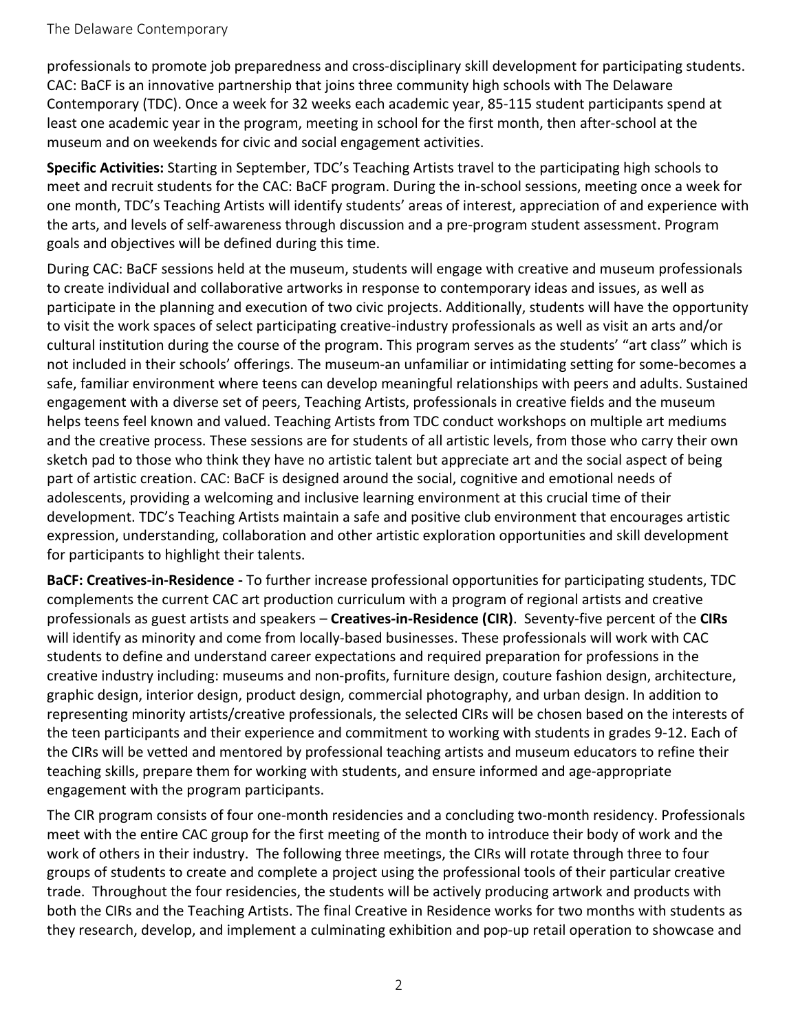professionals to promote job preparedness and cross-disciplinary skill development for participating students. CAC: BaCF is an innovative partnership that joins three community high schools with The Delaware Contemporary (TDC). Once a week for 32 weeks each academic year, 85-115 student participants spend at least one academic year in the program, meeting in school for the first month, then after-school at the museum and on weekends for civic and social engagement activities.

**Specific Activities:** Starting in September, TDC's Teaching Artists travel to the participating high schools to meet and recruit students for the CAC: BaCF program. During the in-school sessions, meeting once a week for one month, TDC's Teaching Artists will identify students' areas of interest, appreciation of and experience with the arts, and levels of self-awareness through discussion and a pre-program student assessment. Program goals and objectives will be defined during this time.

During CAC: BaCF sessions held at the museum, students will engage with creative and museum professionals to create individual and collaborative artworks in response to contemporary ideas and issues, as well as participate in the planning and execution of two civic projects. Additionally, students will have the opportunity to visit the work spaces of select participating creative-industry professionals as well as visit an arts and/or cultural institution during the course of the program. This program serves as the students' "art class" which is not included in their schools' offerings. The museum-an unfamiliar or intimidating setting for some-becomes a safe, familiar environment where teens can develop meaningful relationships with peers and adults. Sustained engagement with a diverse set of peers, Teaching Artists, professionals in creative fields and the museum helps teens feel known and valued. Teaching Artists from TDC conduct workshops on multiple art mediums and the creative process. These sessions are for students of all artistic levels, from those who carry their own sketch pad to those who think they have no artistic talent but appreciate art and the social aspect of being part of artistic creation. CAC: BaCF is designed around the social, cognitive and emotional needs of adolescents, providing a welcoming and inclusive learning environment at this crucial time of their development. TDC's Teaching Artists maintain a safe and positive club environment that encourages artistic expression, understanding, collaboration and other artistic exploration opportunities and skill development for participants to highlight their talents.

**BaCF: Creatives-in-Residence -** To further increase professional opportunities for participating students, TDC complements the current CAC art production curriculum with a program of regional artists and creative professionals as guest artists and speakers – **Creatives-in-Residence (CIR)**. Seventy-five percent of the **CIRs** will identify as minority and come from locally-based businesses. These professionals will work with CAC students to define and understand career expectations and required preparation for professions in the creative industry including: museums and non-profits, furniture design, couture fashion design, architecture, graphic design, interior design, product design, commercial photography, and urban design. In addition to representing minority artists/creative professionals, the selected CIRs will be chosen based on the interests of the teen participants and their experience and commitment to working with students in grades 9-12. Each of the CIRs will be vetted and mentored by professional teaching artists and museum educators to refine their teaching skills, prepare them for working with students, and ensure informed and age-appropriate engagement with the program participants.

The CIR program consists of four one-month residencies and a concluding two-month residency. Professionals meet with the entire CAC group for the first meeting of the month to introduce their body of work and the work of others in their industry. The following three meetings, the CIRs will rotate through three to four groups of students to create and complete a project using the professional tools of their particular creative trade. Throughout the four residencies, the students will be actively producing artwork and products with both the CIRs and the Teaching Artists. The final Creative in Residence works for two months with students as they research, develop, and implement a culminating exhibition and pop-up retail operation to showcase and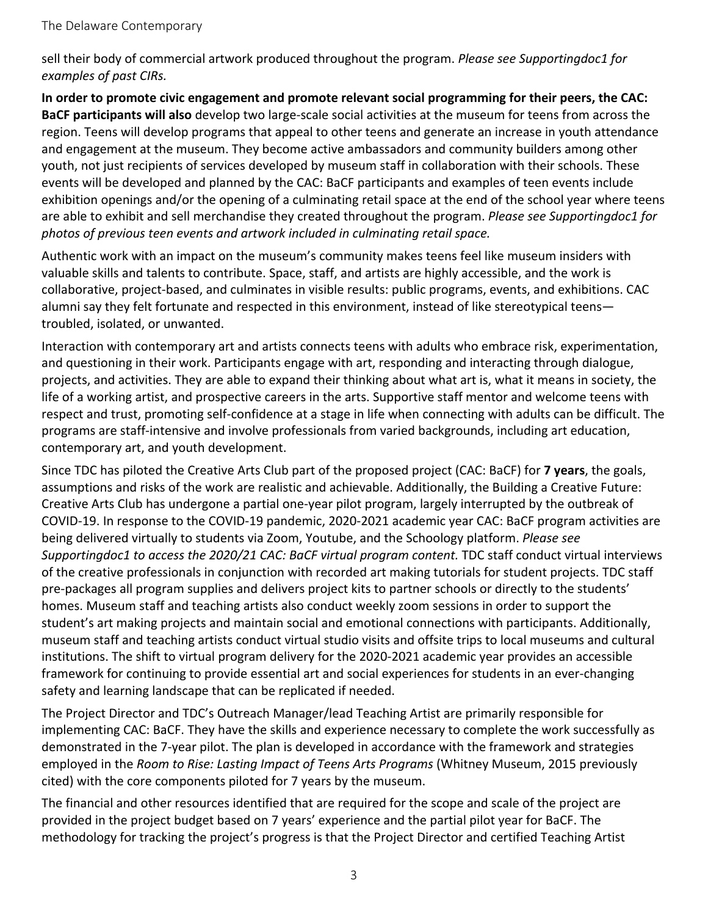sell their body of commercial artwork produced throughout the program. *Please see Supportingdoc1 for examples of past CIRs.*

**In order to promote civic engagement and promote relevant social programming for their peers, the CAC: BaCF participants will also** develop two large-scale social activities at the museum for teens from across the region. Teens will develop programs that appeal to other teens and generate an increase in youth attendance and engagement at the museum. They become active ambassadors and community builders among other youth, not just recipients of services developed by museum staff in collaboration with their schools. These events will be developed and planned by the CAC: BaCF participants and examples of teen events include exhibition openings and/or the opening of a culminating retail space at the end of the school year where teens are able to exhibit and sell merchandise they created throughout the program. *Please see Supportingdoc1 for photos of previous teen events and artwork included in culminating retail space.*

Authentic work with an impact on the museum's community makes teens feel like museum insiders with valuable skills and talents to contribute. Space, staff, and artists are highly accessible, and the work is collaborative, project-based, and culminates in visible results: public programs, events, and exhibitions. CAC alumni say they felt fortunate and respected in this environment, instead of like stereotypical teens—troubled, isolated, or unwanted.

Interaction with contemporary art and artists connects teens with adults who embrace risk, experimentation, and questioning in their work. Participants engage with art, responding and interacting through dialogue, projects, and activities. They are able to expand their thinking about what art is, what it means in society, the life of a working artist, and prospective careers in the arts. Supportive staff mentor and welcome teens with respect and trust, promoting self-confidence at a stage in life when connecting with adults can be difficult. The programs are staff-intensive and involve professionals from varied backgrounds, including art education, contemporary art, and youth development.

Since TDC has piloted the Creative Arts Club part of the proposed project (CAC: BaCF) for **7 years**, the goals, assumptions and risks of the work are realistic and achievable. Additionally, the Building a Creative Future: Creative Arts Club has undergone a partial one-year pilot program, largely interrupted by the outbreak of COVID-19. In response to the COVID-19 pandemic, 2020-2021 academic year CAC: BaCF program activities are being delivered virtually to students via Zoom, Youtube, and the Schoology platform. *Please see Supportingdoc1 to access the 2020/21 CAC: BaCF virtual program content.* TDC staff conduct virtual interviews of the creative professionals in conjunction with recorded art making tutorials for student projects. TDC staff pre-packages all program supplies and delivers project kits to partner schools or directly to the students' homes. Museum staff and teaching artists also conduct weekly zoom sessions in order to support the student's art making projects and maintain social and emotional connections with participants. Additionally, museum staff and teaching artists conduct virtual studio visits and offsite trips to local museums and cultural institutions. The shift to virtual program delivery for the 2020-2021 academic year provides an accessible framework for continuing to provide essential art and social experiences for students in an ever-changing safety and learning landscape that can be replicated if needed.

The Project Director and TDC's Outreach Manager/lead Teaching Artist are primarily responsible for implementing CAC: BaCF. They have the skills and experience necessary to complete the work successfully as demonstrated in the 7-year pilot. The plan is developed in accordance with the framework and strategies employed in the *Room to Rise: Lasting Impact of Teens Arts Programs* (Whitney Museum, 2015 previously cited) with the core components piloted for 7 years by the museum.

The financial and other resources identified that are required for the scope and scale of the project are provided in the project budget based on 7 years' experience and the partial pilot year for BaCF. The methodology for tracking the project's progress is that the Project Director and certified Teaching Artist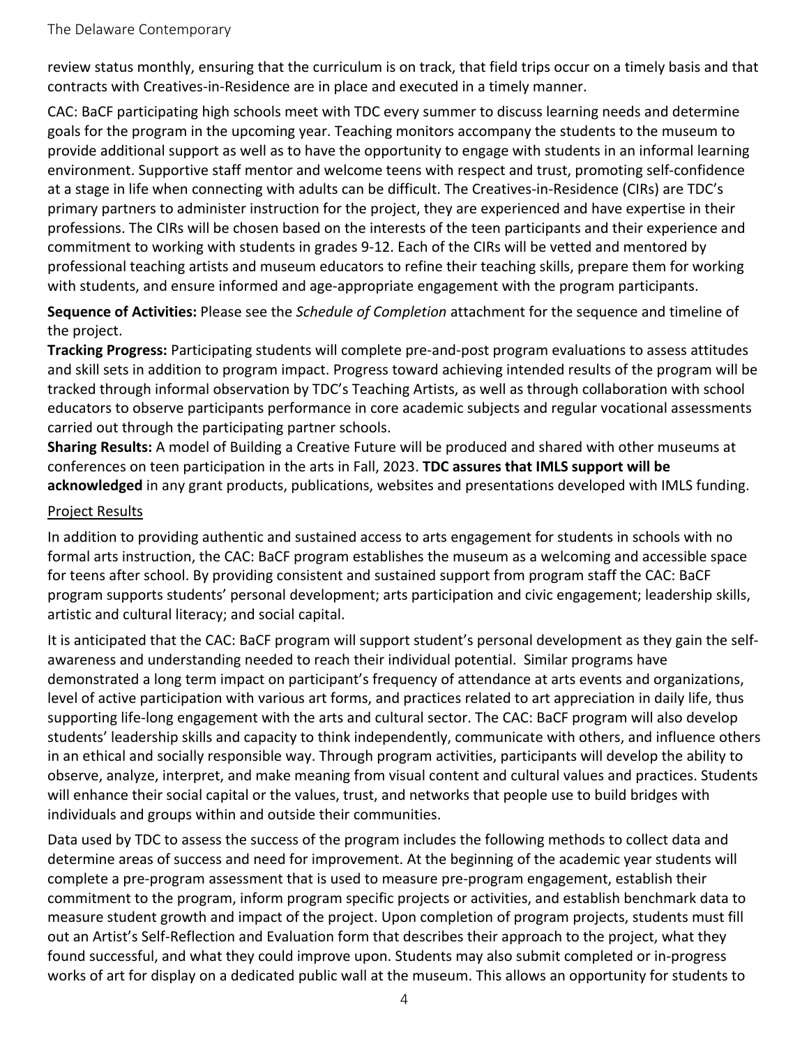review status monthly, ensuring that the curriculum is on track, that field trips occur on a timely basis and that contracts with Creatives-in-Residence are in place and executed in a timely manner.

CAC: BaCF participating high schools meet with TDC every summer to discuss learning needs and determine goals for the program in the upcoming year. Teaching monitors accompany the students to the museum to provide additional support as well as to have the opportunity to engage with students in an informal learning environment. Supportive staff mentor and welcome teens with respect and trust, promoting self-confidence at a stage in life when connecting with adults can be difficult. The Creatives-in-Residence (CIRs) are TDC's primary partners to administer instruction for the project, they are experienced and have expertise in their professions. The CIRs will be chosen based on the interests of the teen participants and their experience and commitment to working with students in grades 9-12. Each of the CIRs will be vetted and mentored by professional teaching artists and museum educators to refine their teaching skills, prepare them for working with students, and ensure informed and age-appropriate engagement with the program participants.

**Sequence of Activities:** Please see the *Schedule of Completion* attachment for the sequence and timeline of the project.

**Tracking Progress:** Participating students will complete pre-and-post program evaluations to assess attitudes and skill sets in addition to program impact. Progress toward achieving intended results of the program will be tracked through informal observation by TDC's Teaching Artists, as well as through collaboration with school educators to observe participants performance in core academic subjects and regular vocational assessments carried out through the participating partner schools.

**Sharing Results:** A model of Building a Creative Future will be produced and shared with other museums at conferences on teen participation in the arts in Fall, 2023. **TDC assures that IMLS support will be acknowledged** in any grant products, publications, websites and presentations developed with IMLS funding.

## Project Results

In addition to providing authentic and sustained access to arts engagement for students in schools with no formal arts instruction, the CAC: BaCF program establishes the museum as a welcoming and accessible space for teens after school. By providing consistent and sustained support from program staff the CAC: BaCF program supports students' personal development; arts participation and civic engagement; leadership skills, artistic and cultural literacy; and social capital.

It is anticipated that the CAC: BaCF program will support student's personal development as they gain the self-awareness and understanding needed to reach their individual potential. Similar programs have demonstrated a long term impact on participant's frequency of attendance at arts events and organizations, level of active participation with various art forms, and practices related to art appreciation in daily life, thus supporting life-long engagement with the arts and cultural sector. The CAC: BaCF program will also develop students' leadership skills and capacity to think independently, communicate with others, and influence others in an ethical and socially responsible way. Through program activities, participants will develop the ability to observe, analyze, interpret, and make meaning from visual content and cultural values and practices. Students will enhance their social capital or the values, trust, and networks that people use to build bridges with individuals and groups within and outside their communities.

Data used by TDC to assess the success of the program includes the following methods to collect data and determine areas of success and need for improvement. At the beginning of the academic year students will complete a pre-program assessment that is used to measure pre-program engagement, establish their commitment to the program, inform program specific projects or activities, and establish benchmark data to measure student growth and impact of the project. Upon completion of program projects, students must fill out an Artist's Self-Reflection and Evaluation form that describes their approach to the project, what they found successful, and what they could improve upon. Students may also submit completed or in-progress works of art for display on a dedicated public wall at the museum. This allows an opportunity for students to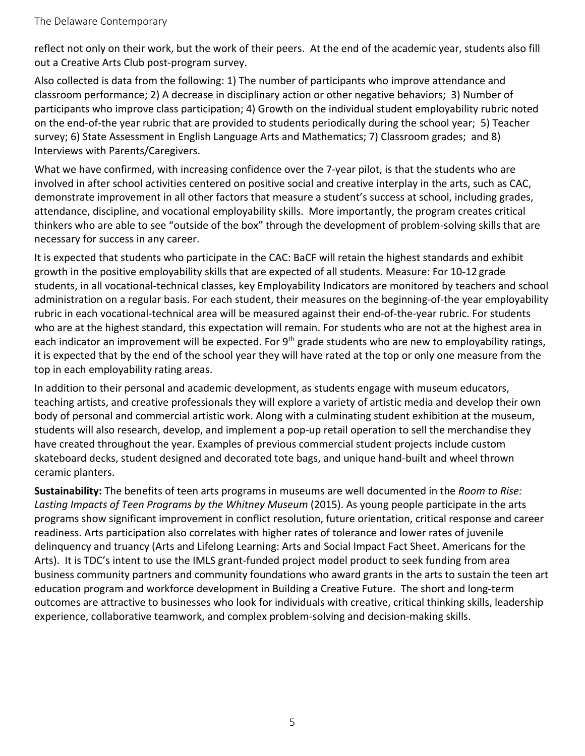reflect not only on their work, but the work of their peers. At the end of the academic year, students also fill out a Creative Arts Club post-program survey.

Also collected is data from the following: 1) The number of participants who improve attendance and classroom performance; 2) A decrease in disciplinary action or other negative behaviors; 3) Number of participants who improve class participation; 4) Growth on the individual student employability rubric noted on the end-of-the year rubric that are provided to students periodically during the school year; 5) Teacher survey; 6) State Assessment in English Language Arts and Mathematics; 7) Classroom grades; and 8) Interviews with Parents/Caregivers.

What we have confirmed, with increasing confidence over the 7-year pilot, is that the students who are involved in after school activities centered on positive social and creative interplay in the arts, such as CAC, demonstrate improvement in all other factors that measure a student's success at school, including grades, attendance, discipline, and vocational employability skills. More importantly, the program creates critical thinkers who are able to see "outside of the box" through the development of problem-solving skills that are necessary for success in any career.

It is expected that students who participate in the CAC: BaCF will retain the highest standards and exhibit growth in the positive employability skills that are expected of all students. Measure: For 10-12 grade students, in all vocational-technical classes, key Employability Indicators are monitored by teachers and school administration on a regular basis. For each student, their measures on the beginning-of-the year employability rubric in each vocational-technical area will be measured against their end-of-the-year rubric. For students who are at the highest standard, this expectation will remain. For students who are not at the highest area in each indicator an improvement will be expected. For 9th grade students who are new to employability ratings, it is expected that by the end of the school year they will have rated at the top or only one measure from the top in each employability rating areas.

In addition to their personal and academic development, as students engage with museum educators, teaching artists, and creative professionals they will explore a variety of artistic media and develop their own body of personal and commercial artistic work. Along with a culminating student exhibition at the museum, students will also research, develop, and implement a pop-up retail operation to sell the merchandise they have created throughout the year. Examples of previous commercial student projects include custom skateboard decks, student designed and decorated tote bags, and unique hand-built and wheel thrown ceramic planters.

**Sustainability:** The benefits of teen arts programs in museums are well documented in the *Room to Rise: Lasting Impacts of Teen Programs by the Whitney Museum* (2015). As young people participate in the arts programs show significant improvement in conflict resolution, future orientation, critical response and career readiness. Arts participation also correlates with higher rates of tolerance and lower rates of juvenile delinquency and truancy (Arts and Lifelong Learning: Arts and Social Impact Fact Sheet. Americans for the Arts). It is TDC's intent to use the IMLS grant-funded project model product to seek funding from area business community partners and community foundations who award grants in the arts to sustain the teen art education program and workforce development in Building a Creative Future. The short and long-term outcomes are attractive to businesses who look for individuals with creative, critical thinking skills, leadership experience, collaborative teamwork, and complex problem-solving and decision-making skills.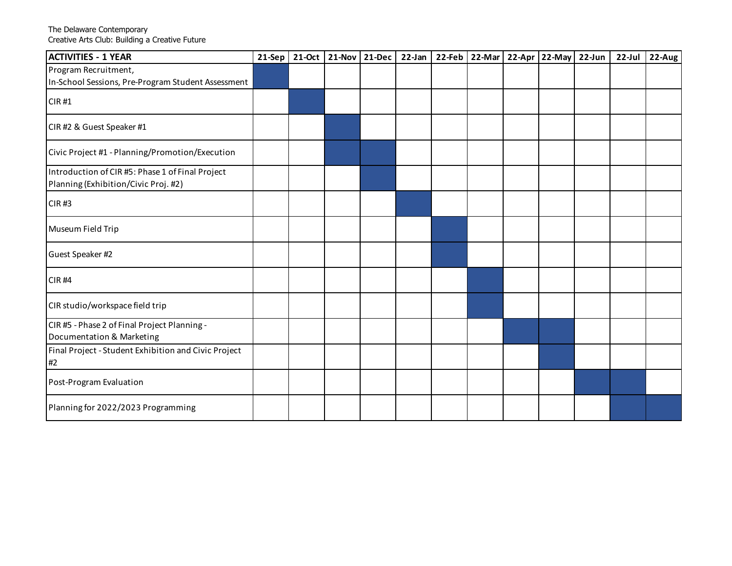The Delaware Contemporary
Creative Arts Club: Building a Creative Future

| ACTIVITIES - 1 YEAR | 21-Sep | 21-Oct | 21-Nov | 21-Dec | 22-Jan | 22-Feb | 22-Mar | 22-Apr | 22-May | 22-Jun | 22-Jul | 22-Aug |
|---|---|---|---|---|---|---|---|---|---|---|---|---|
| Program Recruitment, In-School Sessions, Pre-Program Student Assessment | ■ | | | | | | | | | | | |
| CIR #1 | | ■ | | | | | | | | | | |
| CIR #2 & Guest Speaker #1 | | | ■ | | | | | | | | | |
| Civic Project #1 - Planning/Promotion/Execution | | | ■ | ■ | | | | | | | | |
| Introduction of CIR #5: Phase 1 of Final Project Planning (Exhibition/Civic Proj. #2) | | | | ■ | | | | | | | | |
| CIR #3 | | | | | ■ | | | | | | | |
| Museum Field Trip | | | | | | ■ | | | | | | |
| Guest Speaker #2 | | | | | | ■ | | | | | | |
| CIR #4 | | | | | | | ■ | | | | | |
| CIR studio/workspace field trip | | | | | | | ■ | | | | | |
| CIR #5 - Phase 2 of Final Project Planning - Documentation & Marketing | | | | | | | | ■ | ■ | | | |
| Final Project - Student Exhibition and Civic Project #2 | | | | | | | | | ■ | | | |
| Post-Program Evaluation | | | | | | | | | | ■ | ■ | |
| Planning for 2022/2023 Programming | | | | | | | | | | | ■ | ■ |